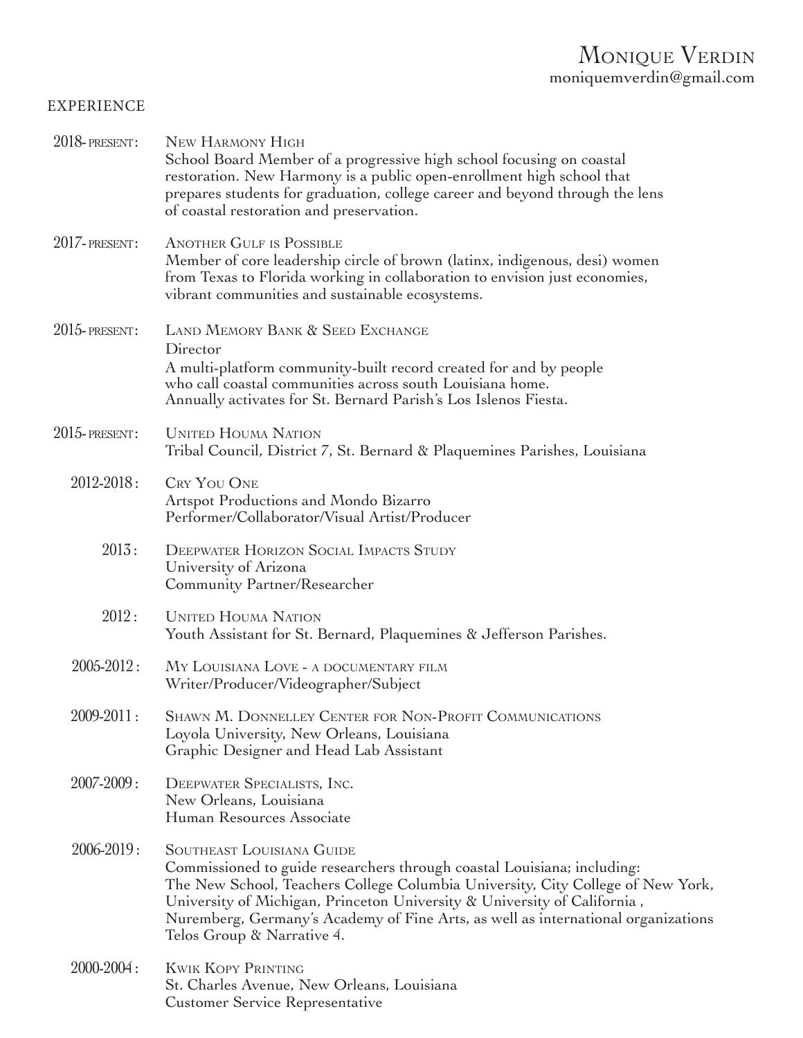# Monique Verdin

moniquemverdin@gmail.com

## EXPERIENCE

**2018-present:** New Harmony High
School Board Member of a progressive high school focusing on coastal restoration. New Harmony is a public open-enrollment high school that prepares students for graduation, college career and beyond through the lens of coastal restoration and preservation.

**2017-present:** Another Gulf is Possible
Member of core leadership circle of brown (latinx, indigenous, desi) women from Texas to Florida working in collaboration to envision just economies, vibrant communities and sustainable ecosystems.

**2015-present:** Land Memory Bank & Seed Exchange
Director
A multi-platform community-built record created for and by people who call coastal communities across south Louisiana home.
Annually activates for St. Bernard Parish's Los Islenos Fiesta.

**2015-present:** United Houma Nation
Tribal Council, District 7, St. Bernard & Plaquemines Parishes, Louisiana

**2012-2018:** Cry You One
Artspot Productions and Mondo Bizarro
Performer/Collaborator/Visual Artist/Producer

**2013:** Deepwater Horizon Social Impacts Study
University of Arizona
Community Partner/Researcher

**2012:** United Houma Nation
Youth Assistant for St. Bernard, Plaquemines & Jefferson Parishes.

**2005-2012:** My Louisiana Love - a documentary film
Writer/Producer/Videographer/Subject

**2009-2011:** Shawn M. Donnelley Center for Non-Profit Communications
Loyola University, New Orleans, Louisiana
Graphic Designer and Head Lab Assistant

**2007-2009:** Deepwater Specialists, Inc.
New Orleans, Louisiana
Human Resources Associate

**2006-2019:** Southeast Louisiana Guide
Commissioned to guide researchers through coastal Louisiana; including: The New School, Teachers College Columbia University, City College of New York, University of Michigan, Princeton University & University of California , Nuremberg, Germany's Academy of Fine Arts, as well as international organizations Telos Group & Narrative 4.

**2000-2004:** Kwik Kopy Printing
St. Charles Avenue, New Orleans, Louisiana
Customer Service Representative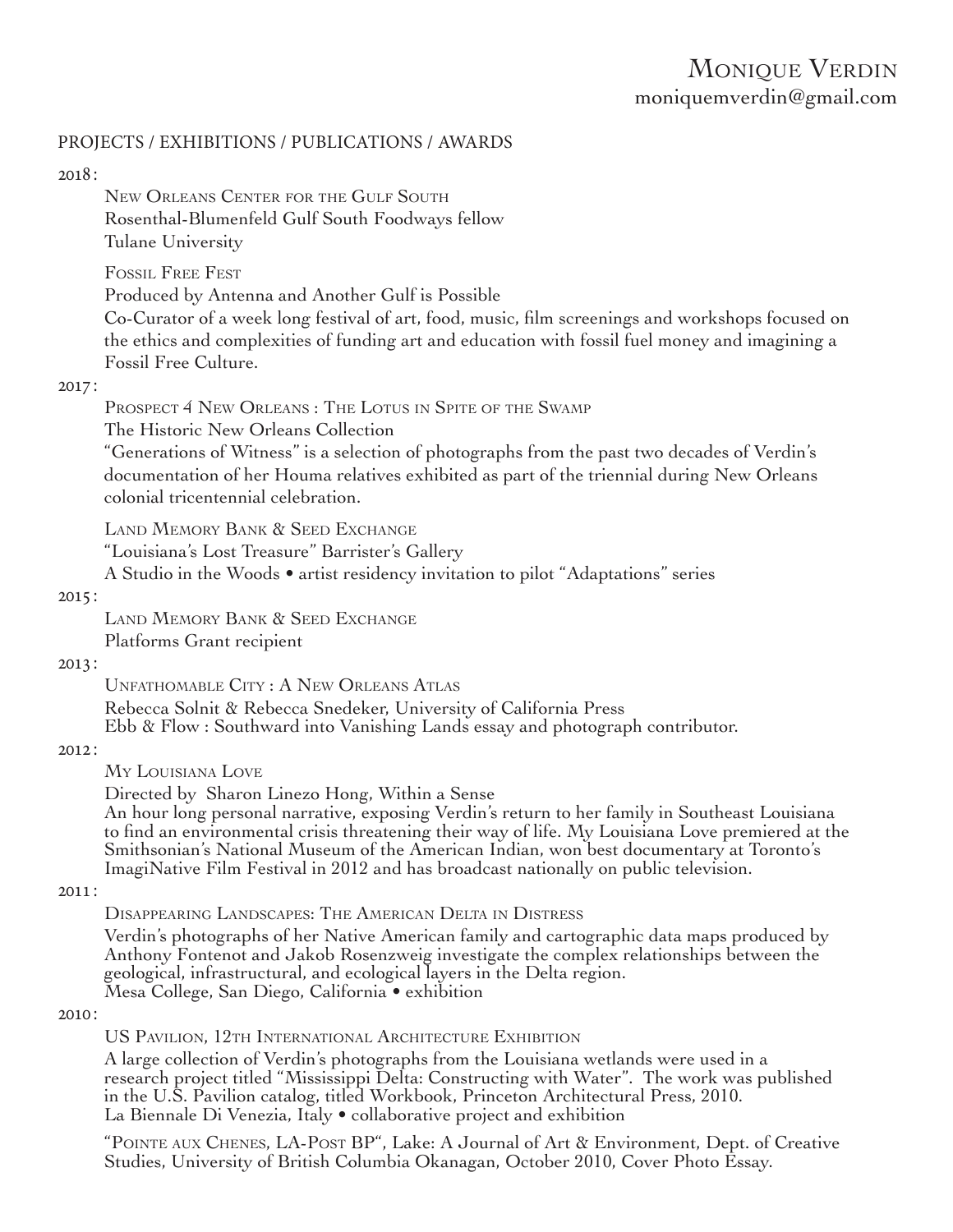# Monique Verdin

moniquemverdin@gmail.com

## PROJECTS / EXHIBITIONS / PUBLICATIONS / AWARDS

**2018:**

New Orleans Center for the Gulf South
Rosenthal-Blumenfeld Gulf South Foodways fellow
Tulane University

Fossil Free Fest
Produced by Antenna and Another Gulf is Possible
Co-Curator of a week long festival of art, food, music, film screenings and workshops focused on the ethics and complexities of funding art and education with fossil fuel money and imagining a Fossil Free Culture.

**2017:**

Prospect 4 New Orleans : The Lotus in Spite of the Swamp
The Historic New Orleans Collection
"Generations of Witness" is a selection of photographs from the past two decades of Verdin's documentation of her Houma relatives exhibited as part of the triennial during New Orleans colonial tricentennial celebration.

Land Memory Bank & Seed Exchange
"Louisiana's Lost Treasure" Barrister's Gallery
A Studio in the Woods • artist residency invitation to pilot "Adaptations" series

**2015:**

Land Memory Bank & Seed Exchange
Platforms Grant recipient

**2013:**

Unfathomable City : A New Orleans Atlas
Rebecca Solnit & Rebecca Snedeker, University of California Press
Ebb & Flow : Southward into Vanishing Lands essay and photograph contributor.

**2012:**

My Louisiana Love
Directed by Sharon Linezo Hong, Within a Sense
An hour long personal narrative, exposing Verdin's return to her family in Southeast Louisiana to find an environmental crisis threatening their way of life. My Louisiana Love premiered at the Smithsonian's National Museum of the American Indian, won best documentary at Toronto's ImagiNative Film Festival in 2012 and has broadcast nationally on public television.

**2011:**

Disappearing Landscapes: The American Delta in Distress
Verdin's photographs of her Native American family and cartographic data maps produced by Anthony Fontenot and Jakob Rosenzweig investigate the complex relationships between the geological, infrastructural, and ecological layers in the Delta region.
Mesa College, San Diego, California • exhibition

**2010:**

US Pavilion, 12th International Architecture Exhibition
A large collection of Verdin's photographs from the Louisiana wetlands were used in a research project titled "Mississippi Delta: Constructing with Water". The work was published in the U.S. Pavilion catalog, titled Workbook, Princeton Architectural Press, 2010.
La Biennale Di Venezia, Italy • collaborative project and exhibition

"Pointe aux Chenes, LA-Post BP", Lake: A Journal of Art & Environment, Dept. of Creative Studies, University of British Columbia Okanagan, October 2010, Cover Photo Essay.